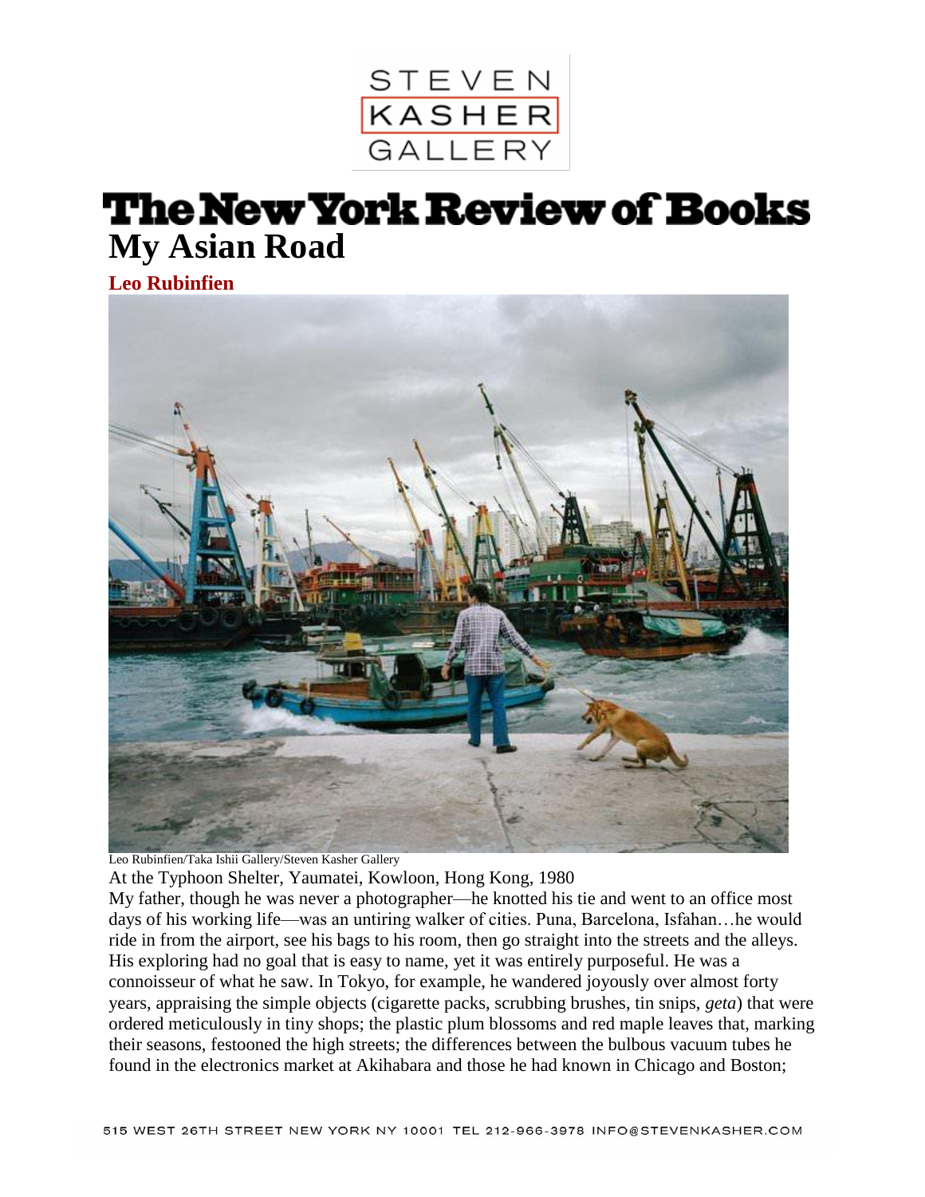# The New York Review of Books

## My Asian Road

**Leo Rubinfien**

Leo Rubinfien/Taka Ishii Gallery/Steven Kasher Gallery

At the Typhoon Shelter, Yaumatei, Kowloon, Hong Kong, 1980

My father, though he was never a photographer—he knotted his tie and went to an office most days of his working life—was an untiring walker of cities. Puna, Barcelona, Isfahan…he would ride in from the airport, see his bags to his room, then go straight into the streets and the alleys. His exploring had no goal that is easy to name, yet it was entirely purposeful. He was a connoisseur of what he saw. In Tokyo, for example, he wandered joyously over almost forty years, appraising the simple objects (cigarette packs, scrubbing brushes, tin snips, *geta*) that were ordered meticulously in tiny shops; the plastic plum blossoms and red maple leaves that, marking their seasons, festooned the high streets; the differences between the bulbous vacuum tubes he found in the electronics market at Akihabara and those he had known in Chicago and Boston;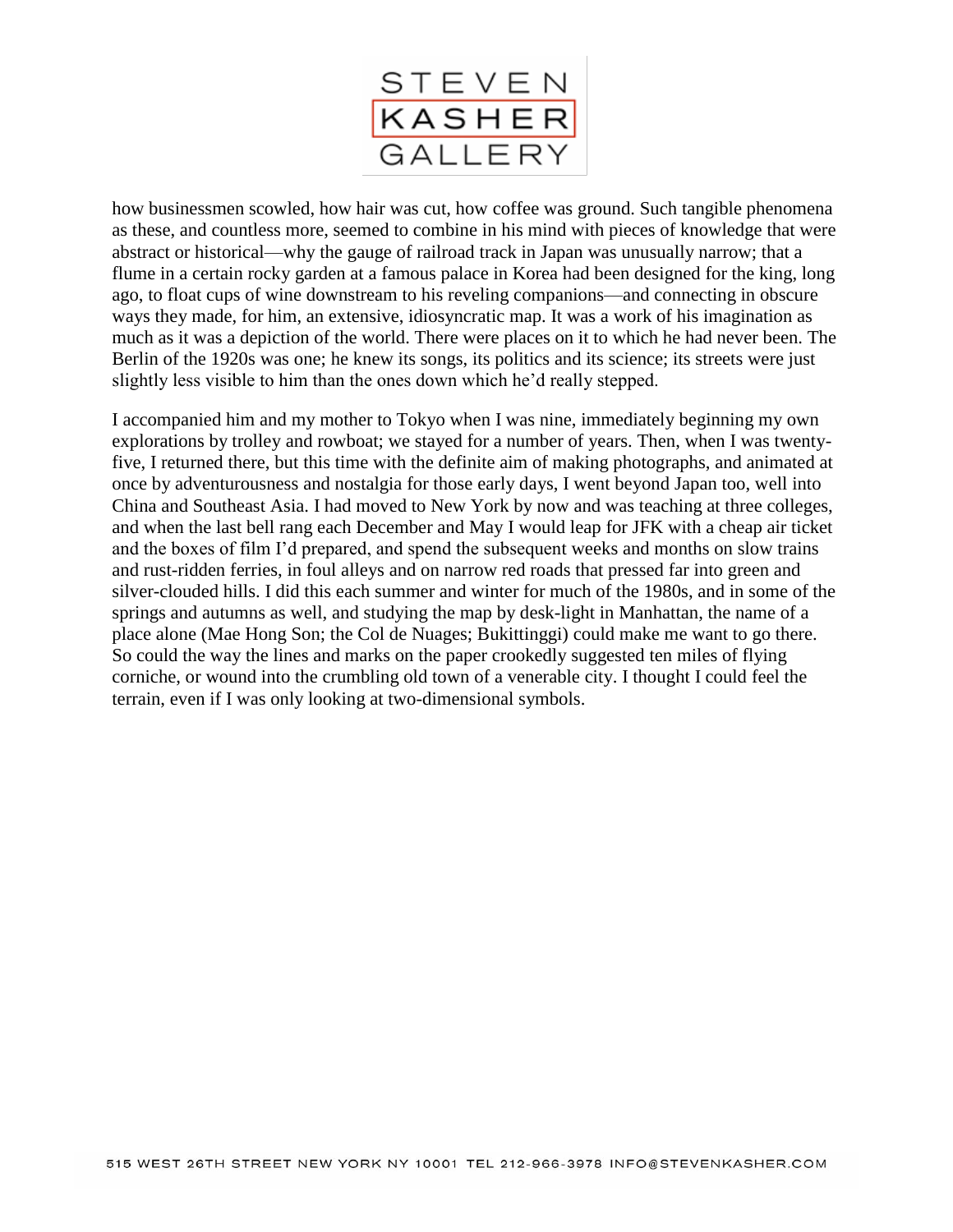how businessmen scowled, how hair was cut, how coffee was ground. Such tangible phenomena as these, and countless more, seemed to combine in his mind with pieces of knowledge that were abstract or historical—why the gauge of railroad track in Japan was unusually narrow; that a flume in a certain rocky garden at a famous palace in Korea had been designed for the king, long ago, to float cups of wine downstream to his reveling companions—and connecting in obscure ways they made, for him, an extensive, idiosyncratic map. It was a work of his imagination as much as it was a depiction of the world. There were places on it to which he had never been. The Berlin of the 1920s was one; he knew its songs, its politics and its science; its streets were just slightly less visible to him than the ones down which he'd really stepped.

I accompanied him and my mother to Tokyo when I was nine, immediately beginning my own explorations by trolley and rowboat; we stayed for a number of years. Then, when I was twenty-five, I returned there, but this time with the definite aim of making photographs, and animated at once by adventurousness and nostalgia for those early days, I went beyond Japan too, well into China and Southeast Asia. I had moved to New York by now and was teaching at three colleges, and when the last bell rang each December and May I would leap for JFK with a cheap air ticket and the boxes of film I'd prepared, and spend the subsequent weeks and months on slow trains and rust-ridden ferries, in foul alleys and on narrow red roads that pressed far into green and silver-clouded hills. I did this each summer and winter for much of the 1980s, and in some of the springs and autumns as well, and studying the map by desk-light in Manhattan, the name of a place alone (Mae Hong Son; the Col de Nuages; Bukittinggi) could make me want to go there. So could the way the lines and marks on the paper crookedly suggested ten miles of flying corniche, or wound into the crumbling old town of a venerable city. I thought I could feel the terrain, even if I was only looking at two-dimensional symbols.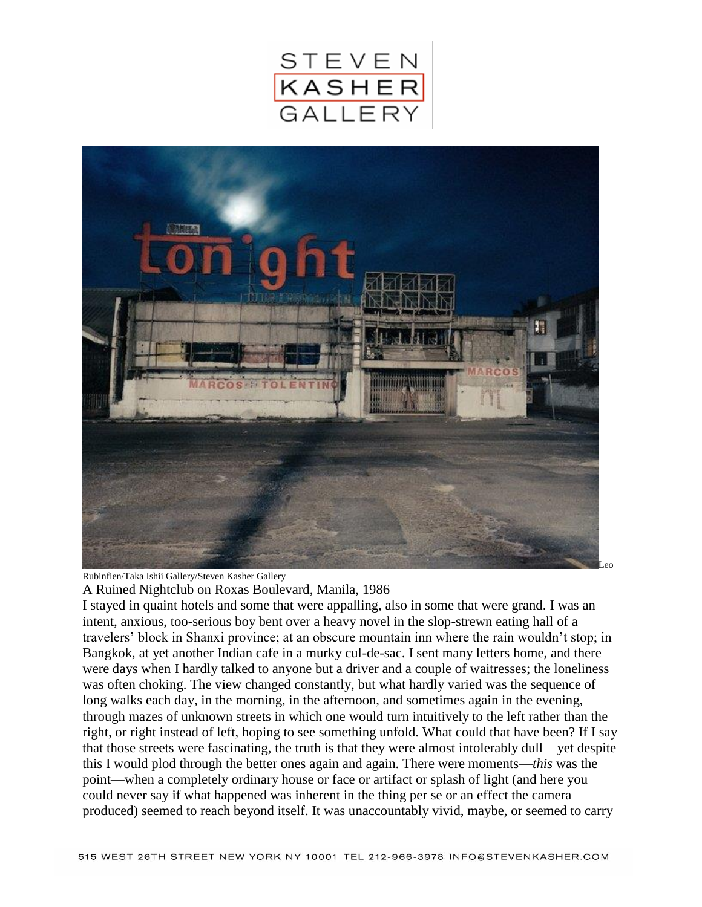Leo Rubinfien/Taka Ishii Gallery/Steven Kasher Gallery

A Ruined Nightclub on Roxas Boulevard, Manila, 1986

I stayed in quaint hotels and some that were appalling, also in some that were grand. I was an intent, anxious, too-serious boy bent over a heavy novel in the slop-strewn eating hall of a travelers' block in Shanxi province; at an obscure mountain inn where the rain wouldn't stop; in Bangkok, at yet another Indian cafe in a murky cul-de-sac. I sent many letters home, and there were days when I hardly talked to anyone but a driver and a couple of waitresses; the loneliness was often choking. The view changed constantly, but what hardly varied was the sequence of long walks each day, in the morning, in the afternoon, and sometimes again in the evening, through mazes of unknown streets in which one would turn intuitively to the left rather than the right, or right instead of left, hoping to see something unfold. What could that have been? If I say that those streets were fascinating, the truth is that they were almost intolerably dull—yet despite this I would plod through the better ones again and again. There were moments—*this* was the point—when a completely ordinary house or face or artifact or splash of light (and here you could never say if what happened was inherent in the thing per se or an effect the camera produced) seemed to reach beyond itself. It was unaccountably vivid, maybe, or seemed to carry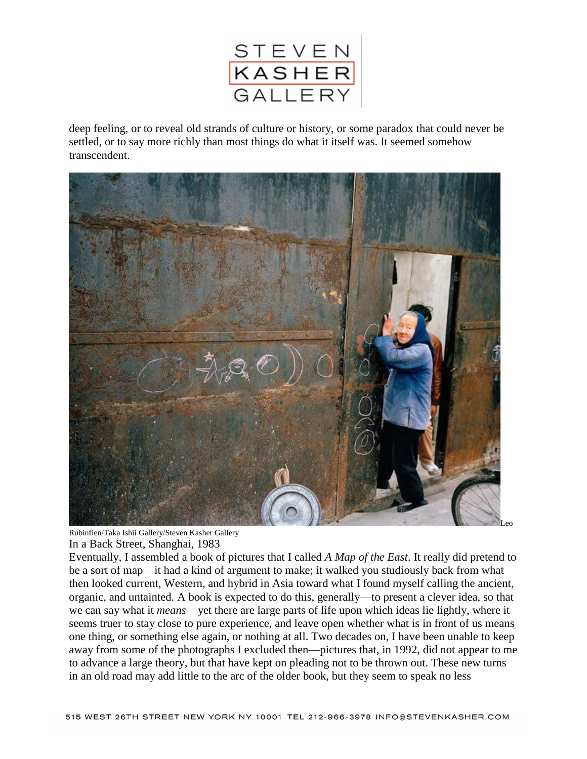deep feeling, or to reveal old strands of culture or history, or some paradox that could never be settled, or to say more richly than most things do what it itself was. It seemed somehow transcendent.

Leo Rubinfien/Taka Ishii Gallery/Steven Kasher Gallery

In a Back Street, Shanghai, 1983

Eventually, I assembled a book of pictures that I called *A Map of the East*. It really did pretend to be a sort of map—it had a kind of argument to make; it walked you studiously back from what then looked current, Western, and hybrid in Asia toward what I found myself calling the ancient, organic, and untainted. A book is expected to do this, generally—to present a clever idea, so that we can say what it *means*—yet there are large parts of life upon which ideas lie lightly, where it seems truer to stay close to pure experience, and leave open whether what is in front of us means one thing, or something else again, or nothing at all. Two decades on, I have been unable to keep away from some of the photographs I excluded then—pictures that, in 1992, did not appear to me to advance a large theory, but that have kept on pleading not to be thrown out. These new turns in an old road may add little to the arc of the older book, but they seem to speak no less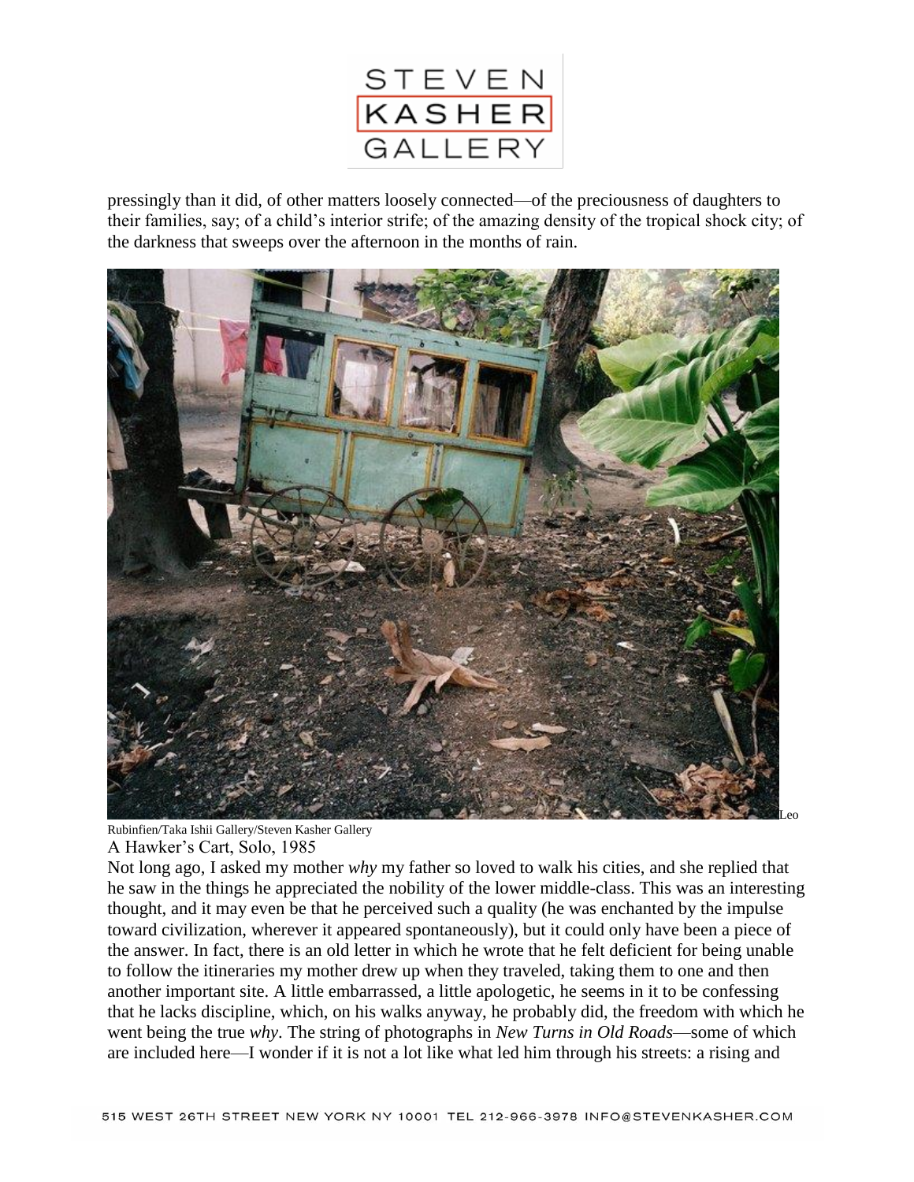pressingly than it did, of other matters loosely connected—of the preciousness of daughters to their families, say; of a child's interior strife; of the amazing density of the tropical shock city; of the darkness that sweeps over the afternoon in the months of rain.

Leo Rubinfien/Taka Ishii Gallery/Steven Kasher Gallery

A Hawker's Cart, Solo, 1985

Not long ago, I asked my mother *why* my father so loved to walk his cities, and she replied that he saw in the things he appreciated the nobility of the lower middle-class. This was an interesting thought, and it may even be that he perceived such a quality (he was enchanted by the impulse toward civilization, wherever it appeared spontaneously), but it could only have been a piece of the answer. In fact, there is an old letter in which he wrote that he felt deficient for being unable to follow the itineraries my mother drew up when they traveled, taking them to one and then another important site. A little embarrassed, a little apologetic, he seems in it to be confessing that he lacks discipline, which, on his walks anyway, he probably did, the freedom with which he went being the true *why*. The string of photographs in *New Turns in Old Roads*—some of which are included here—I wonder if it is not a lot like what led him through his streets: a rising and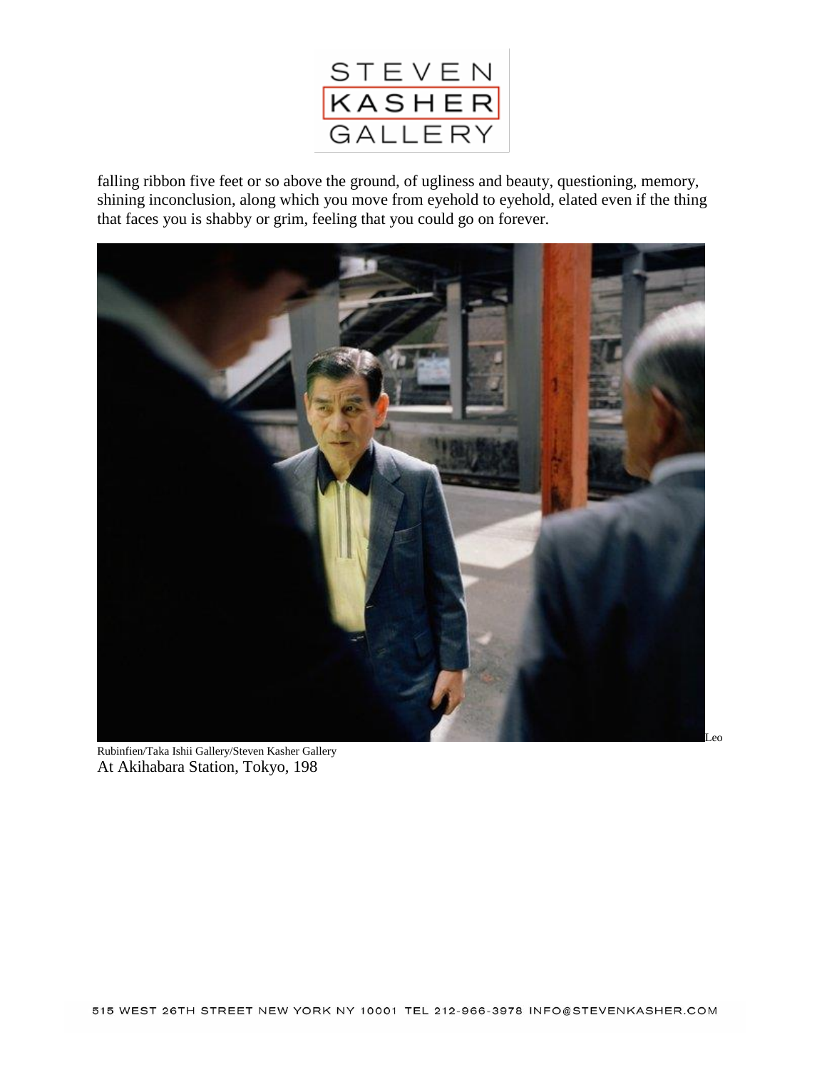falling ribbon five feet or so above the ground, of ugliness and beauty, questioning, memory, shining inconclusion, along which you move from eyehold to eyehold, elated even if the thing that faces you is shabby or grim, feeling that you could go on forever.

Leo Rubinfien/Taka Ishii Gallery/Steven Kasher Gallery

At Akihabara Station, Tokyo, 198